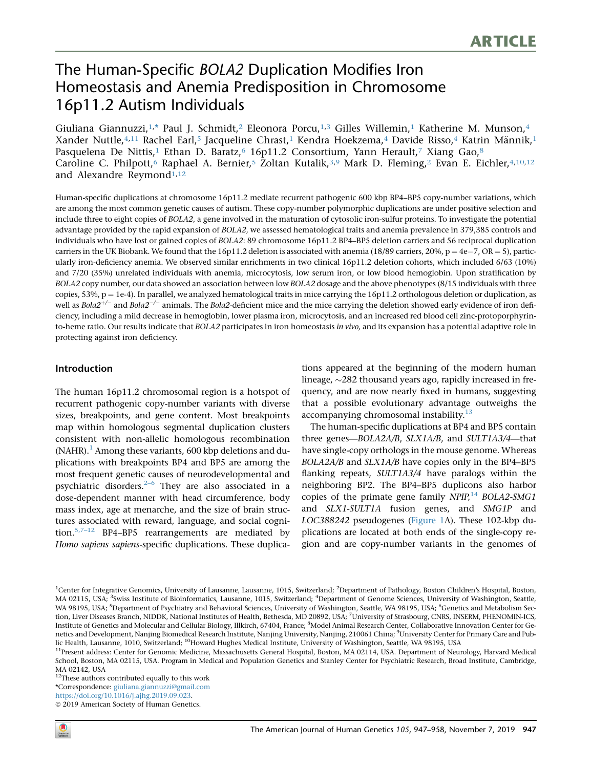ARTICLE

# The Human-Specific *BOLA2* Duplication Modifies Iron Homeostasis and Anemia Predisposition in Chromosome 16p11.2 Autism Individuals

Giuliana Giannuzzi,[1,*] Paul J. Schmidt,[2] Eleonora Porcu,[1,3] Gilles Willemin,[1] Katherine M. Munson,[4] Xander Nuttle,[4,11] Rachel Earl,[5] Jacqueline Chrast,[1] Kendra Hoekzema,[4] Davide Risso,[4] Katrin Männik,[1] Pasquelena De Nittis,[1] Ethan D. Baratz,[6] 16p11.2 Consortium, Yann Herault,[7] Xiang Gao,[8] Caroline C. Philpott,[6] Raphael A. Bernier,[5] Zoltan Kutalik,[3,9] Mark D. Fleming,[2] Evan E. Eichler,[4,10,12] and Alexandre Reymond[1,12]

Human-specific duplications at chromosome 16p11.2 mediate recurrent pathogenic 600 kbp BP4–BP5 copy-number variations, which are among the most common genetic causes of autism. These copy-number polymorphic duplications are under positive selection and include three to eight copies of *BOLA2*, a gene involved in the maturation of cytosolic iron-sulfur proteins. To investigate the potential advantage provided by the rapid expansion of *BOLA2*, we assessed hematological traits and anemia prevalence in 379,385 controls and individuals who have lost or gained copies of *BOLA2*: 89 chromosome 16p11.2 BP4–BP5 deletion carriers and 56 reciprocal duplication carriers in the UK Biobank. We found that the 16p11.2 deletion is associated with anemia (18/89 carriers, 20%, $p = 4e{-}7$, OR = 5), particularly iron-deficiency anemia. We observed similar enrichments in two clinical 16p11.2 deletion cohorts, which included 6/63 (10%) and 7/20 (35%) unrelated individuals with anemia, microcytosis, low serum iron, or low blood hemoglobin. Upon stratification by *BOLA2* copy number, our data showed an association between low *BOLA2* dosage and the above phenotypes (8/15 individuals with three copies, 53%, $p = 1e{-}4$). In parallel, we analyzed hematological traits in mice carrying the 16p11.2 orthologous deletion or duplication, as well as $Bola2^{+/-}$ and $Bola2^{-/-}$ animals. The *Bola2*-deficient mice and the mice carrying the deletion showed early evidence of iron deficiency, including a mild decrease in hemoglobin, lower plasma iron, microcytosis, and an increased red blood cell zinc-protoporphyrin-to-heme ratio. Our results indicate that *BOLA2* participates in iron homeostasis *in vivo*, and its expansion has a potential adaptive role in protecting against iron deficiency.

## Introduction

The human 16p11.2 chromosomal region is a hotspot of recurrent pathogenic copy-number variants with diverse sizes, breakpoints, and gene content. Most breakpoints map within homologous segmental duplication clusters consistent with non-allelic homologous recombination (NAHR).[1] Among these variants, 600 kbp deletions and duplications with breakpoints BP4 and BP5 are among the most frequent genetic causes of neurodevelopmental and psychiatric disorders.[2–6] They are also associated in a dose-dependent manner with head circumference, body mass index, age at menarche, and the size of brain structures associated with reward, language, and social cognition.[5,7–12] BP4–BP5 rearrangements are mediated by *Homo sapiens sapiens*-specific duplications. These duplications appeared at the beginning of the modern human lineage, ~282 thousand years ago, rapidly increased in frequency, and are now nearly fixed in humans, suggesting that a possible evolutionary advantage outweighs the accompanying chromosomal instability.[13]

The human-specific duplications at BP4 and BP5 contain three genes—*BOLA2A/B*, *SLX1A/B*, and *SULT1A3/4*—that have single-copy orthologs in the mouse genome. Whereas *BOLA2A/B* and *SLX1A/B* have copies only in the BP4–BP5 flanking repeats, *SULT1A3/4* have paralogs within the neighboring BP2. The BP4–BP5 duplicons also harbor copies of the primate gene family *NPIP*,[14] *BOLA2-SMG1* and *SLX1-SULT1A* fusion genes, and *SMG1P* and *LOC388242* pseudogenes (Figure 1A). These 102-kbp duplications are located at both ends of the single-copy region and are copy-number variants in the genomes of

[1]Center for Integrative Genomics, University of Lausanne, Lausanne, 1015, Switzerland; [2]Department of Pathology, Boston Children's Hospital, Boston, MA 02115, USA; [3]Swiss Institute of Bioinformatics, Lausanne, 1015, Switzerland; [4]Department of Genome Sciences, University of Washington, Seattle, WA 98195, USA; [5]Department of Psychiatry and Behavioral Sciences, University of Washington, Seattle, WA 98195, USA; [6]Genetics and Metabolism Section, Liver Diseases Branch, NIDDK, National Institutes of Health, Bethesda, MD 20892, USA; [7]University of Strasbourg, CNRS, INSERM, PHENOMIN-ICS, Institute of Genetics and Molecular and Cellular Biology, Illkirch, 67404, France; [8]Model Animal Research Center, Collaborative Innovation Center for Genetics and Development, Nanjing Biomedical Research Institute, Nanjing University, Nanjing, 210061 China; [9]University Center for Primary Care and Public Health, Lausanne, 1010, Switzerland; [10]Howard Hughes Medical Institute, University of Washington, Seattle, WA 98195, USA

[11]Present address: Center for Genomic Medicine, Massachusetts General Hospital, Boston, MA 02114, USA. Department of Neurology, Harvard Medical School, Boston, MA 02115, USA. Program in Medical and Population Genetics and Stanley Center for Psychiatric Research, Broad Institute, Cambridge, MA 02142, USA

[12]These authors contributed equally to this work

*Correspondence: giuliana.giannuzzi@gmail.com

https://doi.org/10.1016/j.ajhg.2019.09.023.

© 2019 American Society of Human Genetics.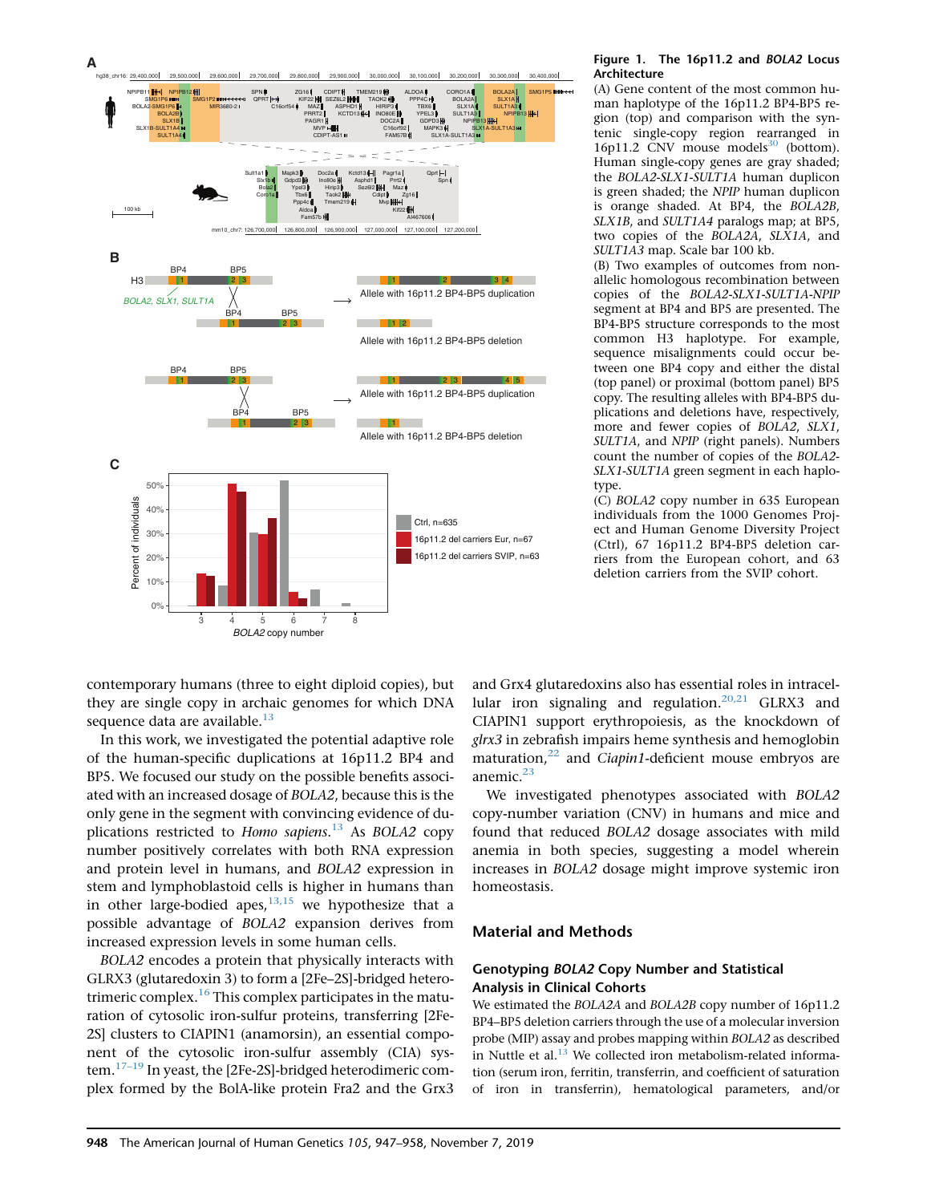**Figure 1. The 16p11.2 and *BOLA2* Locus Architecture**

(A) Gene content of the most common human haplotype of the 16p11.2 BP4-BP5 region (top) and comparison with the syntenic single-copy region rearranged in 16p11.2 CNV mouse models[30] (bottom). Human single-copy genes are gray shaded; the *BOLA2-SLX1-SULT1A* human duplicon is green shaded; the *NPIP* human duplicon is orange shaded. At BP4, the *BOLA2B*, *SLX1B*, and *SULT1A4* paralogs map; at BP5, two copies of the *BOLA2A*, *SLX1A*, and *SULT1A3* map. Scale bar 100 kb.

(B) Two examples of outcomes from non-allelic homologous recombination between copies of the *BOLA2-SLX1-SULT1A-NPIP* segment at BP4 and BP5 are presented. The BP4-BP5 structure corresponds to the most common H3 haplotype. For example, sequence misalignments could occur between one BP4 copy and either the distal (top panel) or proximal (bottom panel) BP5 copy. The resulting alleles with BP4-BP5 duplications and deletions have, respectively, more and fewer copies of *BOLA2*, *SLX1*, *SULT1A*, and *NPIP* (right panels). Numbers count the number of copies of the *BOLA2-SLX1-SULT1A* green segment in each haplotype.

(C) *BOLA2* copy number in 635 European individuals from the 1000 Genomes Project and Human Genome Diversity Project (Ctrl), 67 16p11.2 BP4-BP5 deletion carriers from the European cohort, and 63 deletion carriers from the SVIP cohort.

contemporary humans (three to eight diploid copies), but they are single copy in archaic genomes for which DNA sequence data are available.[13]

In this work, we investigated the potential adaptive role of the human-specific duplications at 16p11.2 BP4 and BP5. We focused our study on the possible benefits associated with an increased dosage of *BOLA2*, because this is the only gene in the segment with convincing evidence of duplications restricted to *Homo sapiens*.[13] As *BOLA2* copy number positively correlates with both RNA expression and protein level in humans, and *BOLA2* expression in stem and lymphoblastoid cells is higher in humans than in other large-bodied apes,[13,15] we hypothesize that a possible advantage of *BOLA2* expansion derives from increased expression levels in some human cells.

*BOLA2* encodes a protein that physically interacts with GLRX3 (glutaredoxin 3) to form a [2Fe–2S]-bridged heterotrimeric complex.[16] This complex participates in the maturation of cytosolic iron-sulfur proteins, transferring [2Fe-2S] clusters to CIAPIN1 (anamorsin), an essential component of the cytosolic iron-sulfur assembly (CIA) system.[17–19] In yeast, the [2Fe-2S]-bridged heterodimeric complex formed by the BolA-like protein Fra2 and the Grx3 and Grx4 glutaredoxins also has essential roles in intracellular iron signaling and regulation.[20,21] GLRX3 and CIAPIN1 support erythropoiesis, as the knockdown of *glrx3* in zebrafish impairs heme synthesis and hemoglobin maturation,[22] and *Ciapin1*-deficient mouse embryos are anemic.[23]

We investigated phenotypes associated with *BOLA2* copy-number variation (CNV) in humans and mice and found that reduced *BOLA2* dosage associates with mild anemia in both species, suggesting a model wherein increases in *BOLA2* dosage might improve systemic iron homeostasis.

## Material and Methods

### Genotyping *BOLA2* Copy Number and Statistical Analysis in Clinical Cohorts

We estimated the *BOLA2A* and *BOLA2B* copy number of 16p11.2 BP4–BP5 deletion carriers through the use of a molecular inversion probe (MIP) assay and probes mapping within *BOLA2* as described in Nuttle et al.[13] We collected iron metabolism-related information (serum iron, ferritin, transferrin, and coefficient of saturation of iron in transferrin), hematological parameters, and/or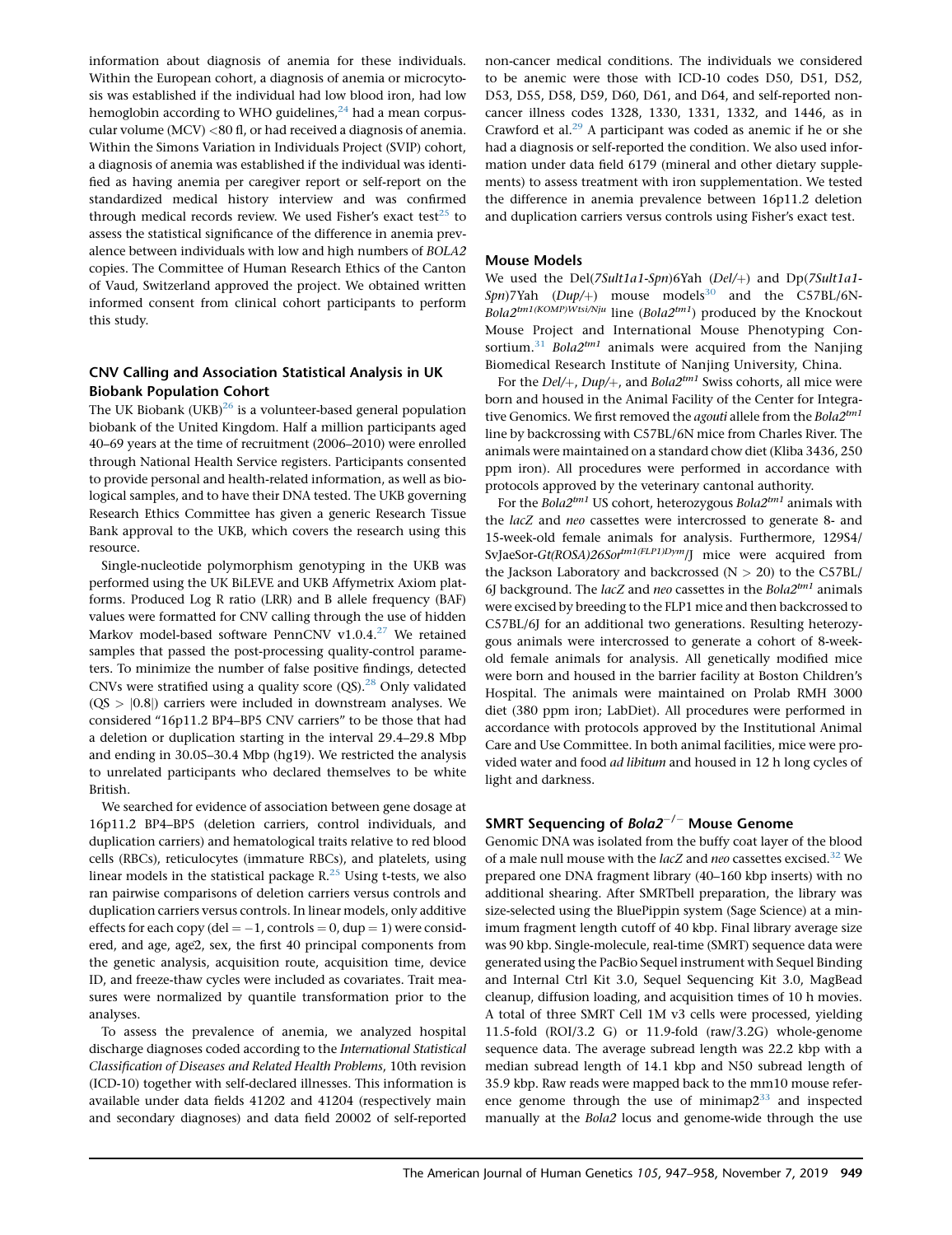information about diagnosis of anemia for these individuals. Within the European cohort, a diagnosis of anemia or microcytosis was established if the individual had low blood iron, had low hemoglobin according to WHO guidelines,[24] had a mean corpuscular volume (MCV) <80 fl, or had received a diagnosis of anemia. Within the Simons Variation in Individuals Project (SVIP) cohort, a diagnosis of anemia was established if the individual was identified as having anemia per caregiver report or self-report on the standardized medical history interview and was confirmed through medical records review. We used Fisher's exact test[25] to assess the statistical significance of the difference in anemia prevalence between individuals with low and high numbers of *BOLA2* copies. The Committee of Human Research Ethics of the Canton of Vaud, Switzerland approved the project. We obtained written informed consent from clinical cohort participants to perform this study.

### CNV Calling and Association Statistical Analysis in UK Biobank Population Cohort

The UK Biobank (UKB)[26] is a volunteer-based general population biobank of the United Kingdom. Half a million participants aged 40–69 years at the time of recruitment (2006–2010) were enrolled through National Health Service registers. Participants consented to provide personal and health-related information, as well as biological samples, and to have their DNA tested. The UKB governing Research Ethics Committee has given a generic Research Tissue Bank approval to the UKB, which covers the research using this resource.

Single-nucleotide polymorphism genotyping in the UKB was performed using the UK BiLEVE and UKB Affymetrix Axiom platforms. Produced Log R ratio (LRR) and B allele frequency (BAF) values were formatted for CNV calling through the use of hidden Markov model-based software PennCNV v1.0.4.[27] We retained samples that passed the post-processing quality-control parameters. To minimize the number of false positive findings, detected CNVs were stratified using a quality score (QS).[28] Only validated (QS > |0.8|) carriers were included in downstream analyses. We considered "16p11.2 BP4–BP5 CNV carriers" to be those that had a deletion or duplication starting in the interval 29.4–29.8 Mbp and ending in 30.05–30.4 Mbp (hg19). We restricted the analysis to unrelated participants who declared themselves to be white British.

We searched for evidence of association between gene dosage at 16p11.2 BP4–BP5 (deletion carriers, control individuals, and duplication carriers) and hematological traits relative to red blood cells (RBCs), reticulocytes (immature RBCs), and platelets, using linear models in the statistical package R.[25] Using t-tests, we also ran pairwise comparisons of deletion carriers versus controls and duplication carriers versus controls. In linear models, only additive effects for each copy (del = −1, controls = 0, dup = 1) were considered, and age, age$^2$, sex, the first 40 principal components from the genetic analysis, acquisition route, acquisition time, device ID, and freeze-thaw cycles were included as covariates. Trait measures were normalized by quantile transformation prior to the analyses.

To assess the prevalence of anemia, we analyzed hospital discharge diagnoses coded according to the *International Statistical Classification of Diseases and Related Health Problems*, 10th revision (ICD-10) together with self-declared illnesses. This information is available under data fields 41202 and 41204 (respectively main and secondary diagnoses) and data field 20002 of self-reported non-cancer medical conditions. The individuals we considered to be anemic were those with ICD-10 codes D50, D51, D52, D53, D55, D58, D59, D60, D61, and D64, and self-reported noncancer illness codes 1328, 1330, 1331, 1332, and 1446, as in Crawford et al.[29] A participant was coded as anemic if he or she had a diagnosis or self-reported the condition. We also used information under data field 6179 (mineral and other dietary supplements) to assess treatment with iron supplementation. We tested the difference in anemia prevalence between 16p11.2 deletion and duplication carriers versus controls using Fisher's exact test.

### Mouse Models

We used the Del(*7Sult1a1-Spn*)6Yah (*Del/+*) and Dp(*7Sult1a1-Spn*)7Yah (*Dup/+*) mouse models[30] and the C57BL/6N-*Bola2*$^{tm1(KOMP)Wtsi/Nju}$ line (*Bola2*$^{tm1}$) produced by the Knockout Mouse Project and International Mouse Phenotyping Consortium.[31] *Bola2*$^{tm1}$ animals were acquired from the Nanjing Biomedical Research Institute of Nanjing University, China.

For the *Del/+*, *Dup/+*, and *Bola2*$^{tm1}$ Swiss cohorts, all mice were born and housed in the Animal Facility of the Center for Integrative Genomics. We first removed the *agouti* allele from the *Bola2*$^{tm1}$ line by backcrossing with C57BL/6N mice from Charles River. The animals were maintained on a standard chow diet (Kliba 3436, 250 ppm iron). All procedures were performed in accordance with protocols approved by the veterinary cantonal authority.

For the *Bola2*$^{tm1}$ US cohort, heterozygous *Bola2*$^{tm1}$ animals with the *lacZ* and *neo* cassettes were intercrossed to generate 8- and 15-week-old female animals for analysis. Furthermore, 129S4/SvJaeSor-*Gt(ROSA)26Sor*$^{tm1(FLP1)Dym}$/J mice were acquired from the Jackson Laboratory and backcrossed (N > 20) to the C57BL/6J background. The *lacZ* and *neo* cassettes in the *Bola2*$^{tm1}$ animals were excised by breeding to the FLP1 mice and then backcrossed to C57BL/6J for an additional two generations. Resulting heterozygous animals were intercrossed to generate a cohort of 8-week-old female animals for analysis. All genetically modified mice were born and housed in the barrier facility at Boston Children's Hospital. The animals were maintained on Prolab RMH 3000 diet (380 ppm iron; LabDiet). All procedures were performed in accordance with protocols approved by the Institutional Animal Care and Use Committee. In both animal facilities, mice were provided water and food *ad libitum* and housed in 12 h long cycles of light and darkness.

### SMRT Sequencing of *Bola2*$^{-/-}$ Mouse Genome

Genomic DNA was isolated from the buffy coat layer of the blood of a male null mouse with the *lacZ* and *neo* cassettes excised.[32] We prepared one DNA fragment library (40–160 kbp inserts) with no additional shearing. After SMRTbell preparation, the library was size-selected using the BluePippin system (Sage Science) at a minimum fragment length cutoff of 40 kbp. Final library average size was 90 kbp. Single-molecule, real-time (SMRT) sequence data were generated using the PacBio Sequel instrument with Sequel Binding and Internal Ctrl Kit 3.0, Sequel Sequencing Kit 3.0, MagBead cleanup, diffusion loading, and acquisition times of 10 h movies. A total of three SMRT Cell 1M v3 cells were processed, yielding 11.5-fold (ROI/3.2 G) or 11.9-fold (raw/3.2G) whole-genome sequence data. The average subread length was 22.2 kbp with a median subread length of 14.1 kbp and N50 subread length of 35.9 kbp. Raw reads were mapped back to the mm10 mouse reference genome through the use of minimap2[33] and inspected manually at the *Bola2* locus and genome-wide through the use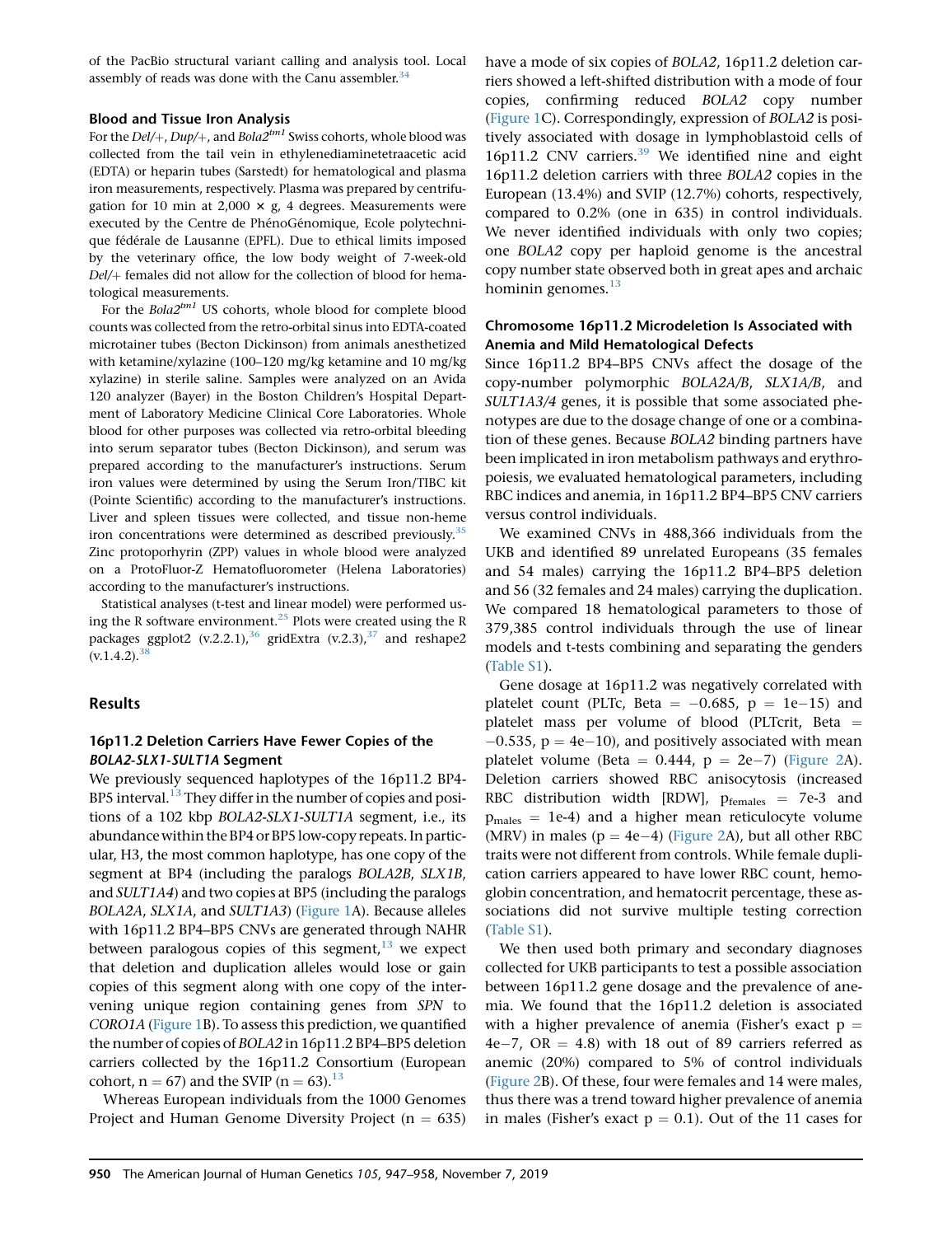of the PacBio structural variant calling and analysis tool. Local assembly of reads was done with the Canu assembler.[34]

### Blood and Tissue Iron Analysis

For the *Del/+*, *Dup/+*, and *Bola2*$^{tm1}$ Swiss cohorts, whole blood was collected from the tail vein in ethylenediaminetetraacetic acid (EDTA) or heparin tubes (Sarstedt) for hematological and plasma iron measurements, respectively. Plasma was prepared by centrifugation for 10 min at 2,000 × g, 4 degrees. Measurements were executed by the Centre de PhénoGénomique, Ecole polytechnique fédérale de Lausanne (EPFL). Due to ethical limits imposed by the veterinary office, the low body weight of 7-week-old *Del/+* females did not allow for the collection of blood for hematological measurements.

For the *Bola2*$^{tm1}$ US cohorts, whole blood for complete blood counts was collected from the retro-orbital sinus into EDTA-coated microtainer tubes (Becton Dickinson) from animals anesthetized with ketamine/xylazine (100–120 mg/kg ketamine and 10 mg/kg xylazine) in sterile saline. Samples were analyzed on an Avida 120 analyzer (Bayer) in the Boston Children's Hospital Department of Laboratory Medicine Clinical Core Laboratories. Whole blood for other purposes was collected via retro-orbital bleeding into serum separator tubes (Becton Dickinson), and serum was prepared according to the manufacturer's instructions. Serum iron values were determined by using the Serum Iron/TIBC kit (Pointe Scientific) according to the manufacturer's instructions. Liver and spleen tissues were collected, and tissue non-heme iron concentrations were determined as described previously.[35] Zinc protoporphyrin (ZPP) values in whole blood were analyzed on a ProtoFluor-Z Hematofluorometer (Helena Laboratories) according to the manufacturer's instructions.

Statistical analyses (t-test and linear model) were performed using the R software environment.[25] Plots were created using the R packages ggplot2 (v.2.2.1),[36] gridExtra (v.2.3),[37] and reshape2 (v.1.4.2).[38]

## Results

### 16p11.2 Deletion Carriers Have Fewer Copies of the *BOLA2-SLX1-SULT1A* Segment

We previously sequenced haplotypes of the 16p11.2 BP4-BP5 interval.[13] They differ in the number of copies and positions of a 102 kbp *BOLA2-SLX1-SULT1A* segment, i.e., its abundance within the BP4 or BP5 low-copy repeats. In particular, H3, the most common haplotype, has one copy of the segment at BP4 (including the paralogs *BOLA2B*, *SLX1B*, and *SULT1A4*) and two copies at BP5 (including the paralogs *BOLA2A*, *SLX1A*, and *SULT1A3*) (Figure 1A). Because alleles with 16p11.2 BP4–BP5 CNVs are generated through NAHR between paralogous copies of this segment,[13] we expect that deletion and duplication alleles would lose or gain copies of this segment along with one copy of the intervening unique region containing genes from *SPN* to *CORO1A* (Figure 1B). To assess this prediction, we quantified the number of copies of *BOLA2* in 16p11.2 BP4–BP5 deletion carriers collected by the 16p11.2 Consortium (European cohort, n = 67) and the SVIP (n = 63).[13]

Whereas European individuals from the 1000 Genomes Project and Human Genome Diversity Project (n = 635) have a mode of six copies of *BOLA2*, 16p11.2 deletion carriers showed a left-shifted distribution with a mode of four copies, confirming reduced *BOLA2* copy number (Figure 1C). Correspondingly, expression of *BOLA2* is positively associated with dosage in lymphoblastoid cells of 16p11.2 CNV carriers.[39] We identified nine and eight 16p11.2 deletion carriers with three *BOLA2* copies in the European (13.4%) and SVIP (12.7%) cohorts, respectively, compared to 0.2% (one in 635) in control individuals. We never identified individuals with only two copies; one *BOLA2* copy per haploid genome is the ancestral copy number state observed both in great apes and archaic hominin genomes.[13]

### Chromosome 16p11.2 Microdeletion Is Associated with Anemia and Mild Hematological Defects

Since 16p11.2 BP4–BP5 CNVs affect the dosage of the copy-number polymorphic *BOLA2A/B*, *SLX1A/B*, and *SULT1A3/4* genes, it is possible that some associated phenotypes are due to the dosage change of one or a combination of these genes. Because *BOLA2* binding partners have been implicated in iron metabolism pathways and erythropoiesis, we evaluated hematological parameters, including RBC indices and anemia, in 16p11.2 BP4–BP5 CNV carriers versus control individuals.

We examined CNVs in 488,366 individuals from the UKB and identified 89 unrelated Europeans (35 females and 54 males) carrying the 16p11.2 BP4–BP5 deletion and 56 (32 females and 24 males) carrying the duplication. We compared 18 hematological parameters to those of 379,385 control individuals through the use of linear models and t-tests combining and separating the genders (Table S1).

Gene dosage at 16p11.2 was negatively correlated with platelet count (PLTc, Beta = −0.685, p = 1e−15) and platelet mass per volume of blood (PLTcrit, Beta = −0.535, p = 4e−10), and positively associated with mean platelet volume (Beta = 0.444, p = 2e−7) (Figure 2A). Deletion carriers showed RBC anisocytosis (increased RBC distribution width [RDW], $p_{females}$ = 7e-3 and $p_{males}$ = 1e-4) and a higher mean reticulocyte volume (MRV) in males (p = 4e−4) (Figure 2A), but all other RBC traits were not different from controls. While female duplication carriers appeared to have lower RBC count, hemoglobin concentration, and hematocrit percentage, these associations did not survive multiple testing correction (Table S1).

We then used both primary and secondary diagnoses collected for UKB participants to test a possible association between 16p11.2 gene dosage and the prevalence of anemia. We found that the 16p11.2 deletion is associated with a higher prevalence of anemia (Fisher's exact p = 4e−7, OR = 4.8) with 18 out of 89 carriers referred as anemic (20%) compared to 5% of control individuals (Figure 2B). Of these, four were females and 14 were males, thus there was a trend toward higher prevalence of anemia in males (Fisher's exact p = 0.1). Out of the 11 cases for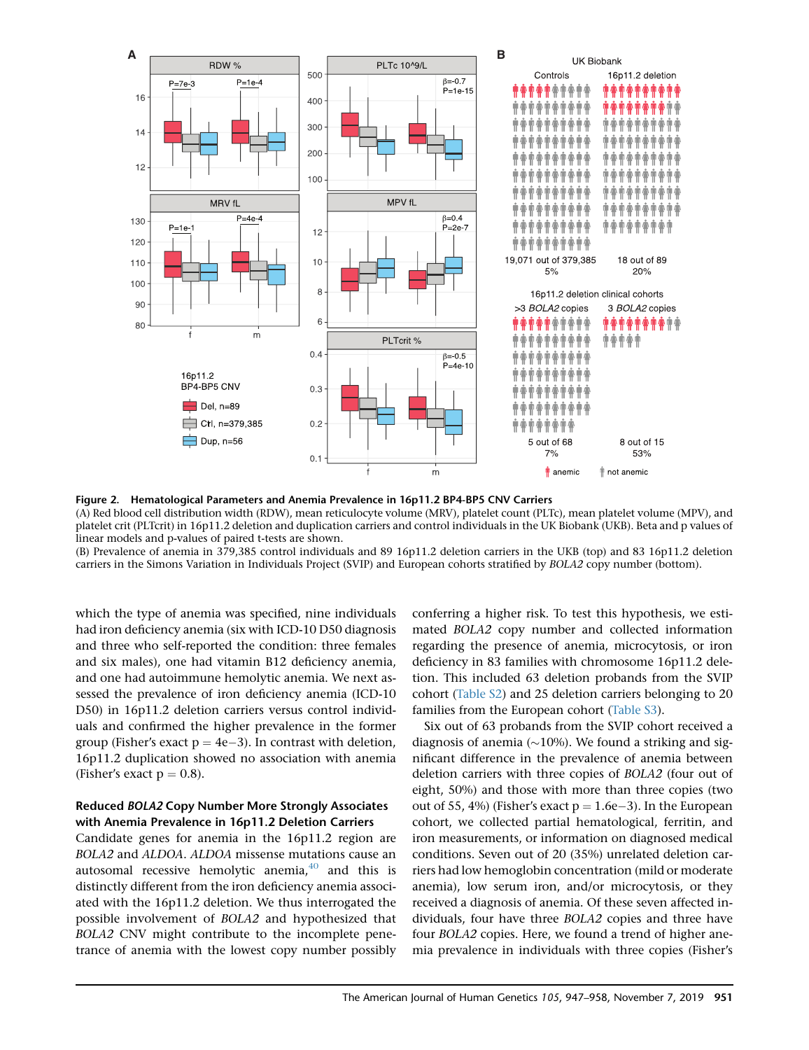**Figure 2. Hematological Parameters and Anemia Prevalence in 16p11.2 BP4-BP5 CNV Carriers**

(A) Red blood cell distribution width (RDW), mean reticulocyte volume (MRV), platelet count (PLTc), mean platelet volume (MPV), and platelet crit (PLTcrit) in 16p11.2 deletion and duplication carriers and control individuals in the UK Biobank (UKB). Beta and p values of linear models and p-values of paired t-tests are shown.

(B) Prevalence of anemia in 379,385 control individuals and 89 16p11.2 deletion carriers in the UKB (top) and 83 16p11.2 deletion carriers in the Simons Variation in Individuals Project (SVIP) and European cohorts stratified by *BOLA2* copy number (bottom).

which the type of anemia was specified, nine individuals had iron deficiency anemia (six with ICD-10 D50 diagnosis and three who self-reported the condition: three females and six males), one had vitamin B12 deficiency anemia, and one had autoimmune hemolytic anemia. We next assessed the prevalence of iron deficiency anemia (ICD-10 D50) in 16p11.2 deletion carriers versus control individuals and confirmed the higher prevalence in the former group (Fisher's exact $p = 4e-3$). In contrast with deletion, 16p11.2 duplication showed no association with anemia (Fisher's exact $p = 0.8$).

## Reduced *BOLA2* Copy Number More Strongly Associates with Anemia Prevalence in 16p11.2 Deletion Carriers

Candidate genes for anemia in the 16p11.2 region are *BOLA2* and *ALDOA*. *ALDOA* missense mutations cause an autosomal recessive hemolytic anemia,[40] and this is distinctly different from the iron deficiency anemia associated with the 16p11.2 deletion. We thus interrogated the possible involvement of *BOLA2* and hypothesized that *BOLA2* CNV might contribute to the incomplete penetrance of anemia with the lowest copy number possibly conferring a higher risk. To test this hypothesis, we estimated *BOLA2* copy number and collected information regarding the presence of anemia, microcytosis, or iron deficiency in 83 families with chromosome 16p11.2 deletion. This included 63 deletion probands from the SVIP cohort (Table S2) and 25 deletion carriers belonging to 20 families from the European cohort (Table S3).

Six out of 63 probands from the SVIP cohort received a diagnosis of anemia (~10%). We found a striking and significant difference in the prevalence of anemia between deletion carriers with three copies of *BOLA2* (four out of eight, 50%) and those with more than three copies (two out of 55, 4%) (Fisher's exact $p = 1.6e-3$). In the European cohort, we collected partial hematological, ferritin, and iron measurements, or information on diagnosed medical conditions. Seven out of 20 (35%) unrelated deletion carriers had low hemoglobin concentration (mild or moderate anemia), low serum iron, and/or microcytosis, or they received a diagnosis of anemia. Of these seven affected individuals, four have three *BOLA2* copies and three have four *BOLA2* copies. Here, we found a trend of higher anemia prevalence in individuals with three copies (Fisher's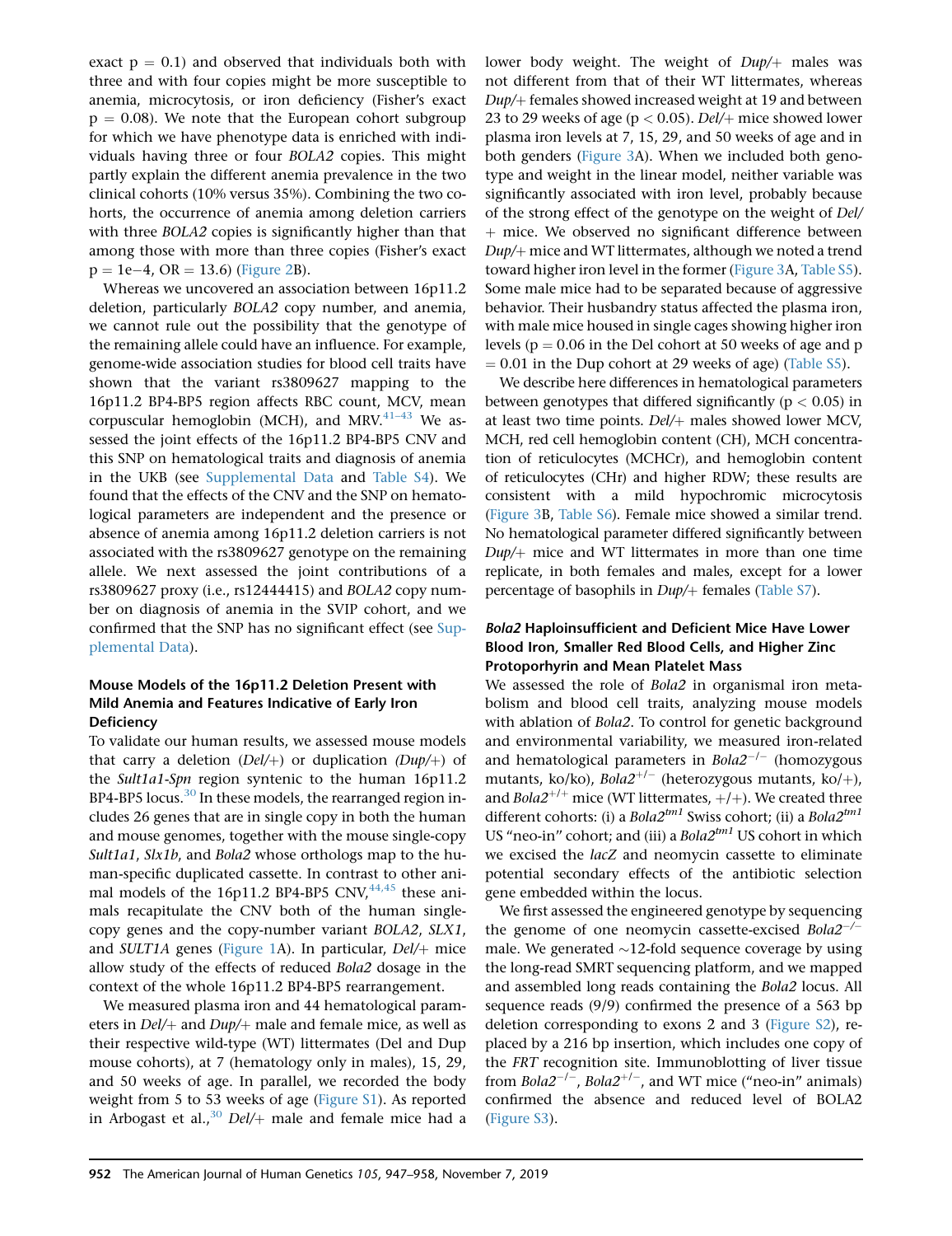exact p = 0.1) and observed that individuals both with three and with four copies might be more susceptible to anemia, microcytosis, or iron deficiency (Fisher's exact p = 0.08). We note that the European cohort subgroup for which we have phenotype data is enriched with individuals having three or four *BOLA2* copies. This might partly explain the different anemia prevalence in the two clinical cohorts (10% versus 35%). Combining the two cohorts, the occurrence of anemia among deletion carriers with three *BOLA2* copies is significantly higher than that among those with more than three copies (Fisher's exact p = 1e−4, OR = 13.6) (Figure 2B).

Whereas we uncovered an association between 16p11.2 deletion, particularly *BOLA2* copy number, and anemia, we cannot rule out the possibility that the genotype of the remaining allele could have an influence. For example, genome-wide association studies for blood cell traits have shown that the variant rs3809627 mapping to the 16p11.2 BP4-BP5 region affects RBC count, MCV, mean corpuscular hemoglobin (MCH), and MRV.[41–43] We assessed the joint effects of the 16p11.2 BP4-BP5 CNV and this SNP on hematological traits and diagnosis of anemia in the UKB (see Supplemental Data and Table S4). We found that the effects of the CNV and the SNP on hematological parameters are independent and the presence or absence of anemia among 16p11.2 deletion carriers is not associated with the rs3809627 genotype on the remaining allele. We next assessed the joint contributions of a rs3809627 proxy (i.e., rs12444415) and *BOLA2* copy number on diagnosis of anemia in the SVIP cohort, and we confirmed that the SNP has no significant effect (see Supplemental Data).

### Mouse Models of the 16p11.2 Deletion Present with Mild Anemia and Features Indicative of Early Iron Deficiency

To validate our human results, we assessed mouse models that carry a deletion (*Del/+*) or duplication *(Dup/+)* of the *Sult1a1-Spn* region syntenic to the human 16p11.2 BP4-BP5 locus.[30] In these models, the rearranged region includes 26 genes that are in single copy in both the human and mouse genomes, together with the mouse single-copy *Sult1a1*, *Slx1b*, and *Bola2* whose orthologs map to the human-specific duplicated cassette. In contrast to other animal models of the 16p11.2 BP4-BP5 CNV,[44,45] these animals recapitulate the CNV both of the human single-copy genes and the copy-number variant *BOLA2*, *SLX1*, and *SULT1A* genes (Figure 1A). In particular, *Del/+* mice allow study of the effects of reduced *Bola2* dosage in the context of the whole 16p11.2 BP4-BP5 rearrangement.

We measured plasma iron and 44 hematological parameters in *Del/+* and *Dup/+* male and female mice, as well as their respective wild-type (WT) littermates (Del and Dup mouse cohorts), at 7 (hematology only in males), 15, 29, and 50 weeks of age. In parallel, we recorded the body weight from 5 to 53 weeks of age (Figure S1). As reported in Arbogast et al.,[30] *Del/+* male and female mice had a lower body weight. The weight of *Dup/+* males was not different from that of their WT littermates, whereas *Dup/+* females showed increased weight at 19 and between 23 to 29 weeks of age ($p < 0.05$). *Del/+* mice showed lower plasma iron levels at 7, 15, 29, and 50 weeks of age and in both genders (Figure 3A). When we included both genotype and weight in the linear model, neither variable was significantly associated with iron level, probably because of the strong effect of the genotype on the weight of *Del/+* mice. We observed no significant difference between *Dup/+* mice and WT littermates, although we noted a trend toward higher iron level in the former (Figure 3A, Table S5). Some male mice had to be separated because of aggressive behavior. Their husbandry status affected the plasma iron, with male mice housed in single cages showing higher iron levels (p = 0.06 in the Del cohort at 50 weeks of age and p = 0.01 in the Dup cohort at 29 weeks of age) (Table S5).

We describe here differences in hematological parameters between genotypes that differed significantly ($p < 0.05$) in at least two time points. *Del/+* males showed lower MCV, MCH, red cell hemoglobin content (CH), MCH concentration of reticulocytes (MCHCr), and hemoglobin content of reticulocytes (CHr) and higher RDW; these results are consistent with a mild hypochromic microcytosis (Figure 3B, Table S6). Female mice showed a similar trend. No hematological parameter differed significantly between *Dup/+* mice and WT littermates in more than one time replicate, in both females and males, except for a lower percentage of basophils in *Dup/+* females (Table S7).

### *Bola2* Haploinsufficient and Deficient Mice Have Lower Blood Iron, Smaller Red Blood Cells, and Higher Zinc Protoporphyrin and Mean Platelet Mass

We assessed the role of *Bola2* in organismal iron metabolism and blood cell traits, analyzing mouse models with ablation of *Bola2*. To control for genetic background and environmental variability, we measured iron-related and hematological parameters in $Bola2^{-/-}$ (homozygous mutants, ko/ko), $Bola2^{+/-}$ (heterozygous mutants, ko/+), and $Bola2^{+/+}$ mice (WT littermates, +/+). We created three different cohorts: (i) a $Bola2^{tm1}$ Swiss cohort; (ii) a $Bola2^{tm1}$ US "neo-in" cohort; and (iii) a $Bola2^{tm1}$ US cohort in which we excised the *lacZ* and neomycin cassette to eliminate potential secondary effects of the antibiotic selection gene embedded within the locus.

We first assessed the engineered genotype by sequencing the genome of one neomycin cassette-excised $Bola2^{-/-}$ male. We generated ∼12-fold sequence coverage by using the long-read SMRT sequencing platform, and we mapped and assembled long reads containing the *Bola2* locus. All sequence reads (9/9) confirmed the presence of a 563 bp deletion corresponding to exons 2 and 3 (Figure S2), replaced by a 216 bp insertion, which includes one copy of the *FRT* recognition site. Immunoblotting of liver tissue from $Bola2^{-/-}$, $Bola2^{+/-}$, and WT mice ("neo-in" animals) confirmed the absence and reduced level of BOLA2 (Figure S3).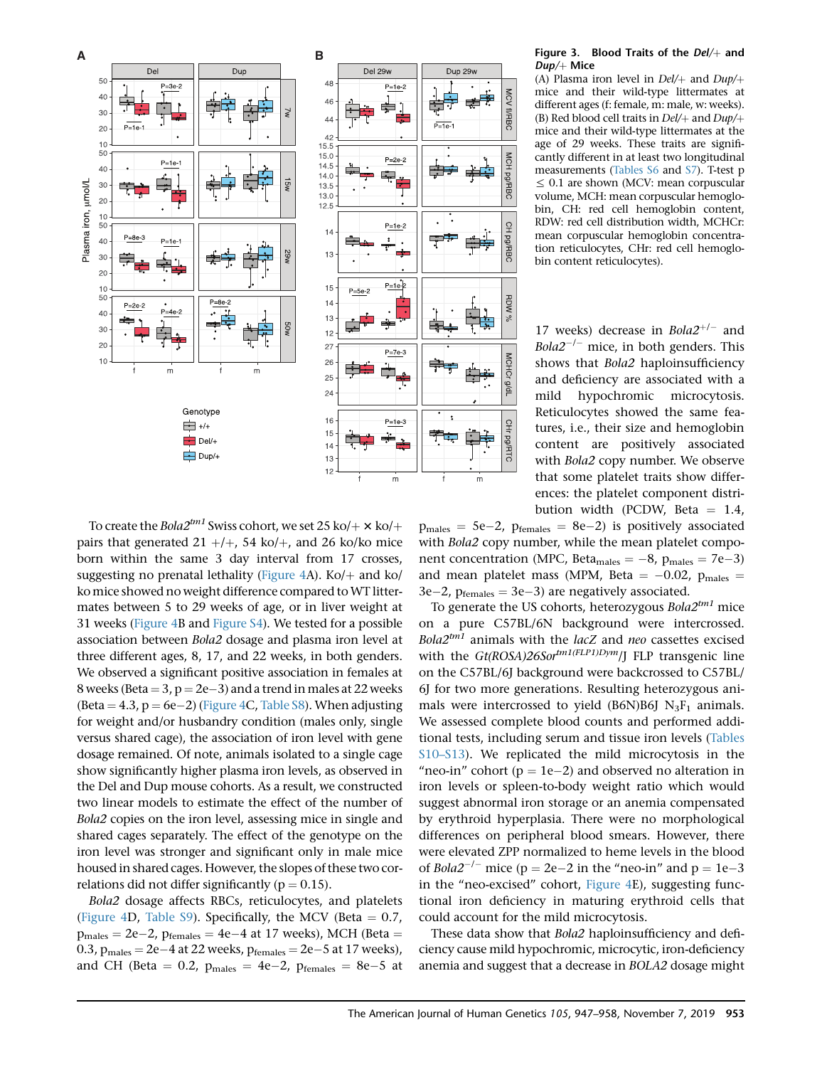**Figure 3. Blood Traits of the *Del*/+ and *Dup*/+ Mice**

(A) Plasma iron level in *Del*/+ and *Dup*/+ mice and their wild-type littermates at different ages (f: female, m: male, w: weeks). (B) Red blood cell traits in *Del*/+ and *Dup*/+ mice and their wild-type littermates at the age of 29 weeks. These traits are significantly different in at least two longitudinal measurements (Tables S6 and S7). T-test p ≤ 0.1 are shown (MCV: mean corpuscular volume, MCH: mean corpuscular hemoglobin, CH: red cell hemoglobin content, RDW: red cell distribution width, MCHCr: mean corpuscular hemoglobin concentration reticulocytes, CHr: red cell hemoglobin content reticulocytes).

To create the $Bola2^{tm1}$ Swiss cohort, we set 25 ko/+ × ko/+ pairs that generated 21 +/+, 54 ko/+, and 26 ko/ko mice born within the same 3 day interval from 17 crosses, suggesting no prenatal lethality (Figure 4A). Ko/+ and ko/ko mice showed no weight difference compared to WT littermates between 5 to 29 weeks of age, or in liver weight at 31 weeks (Figure 4B and Figure S4). We tested for a possible association between *Bola2* dosage and plasma iron level at three different ages, 8, 17, and 22 weeks, in both genders. We observed a significant positive association in females at 8 weeks (Beta = 3, p = 2e−3) and a trend in males at 22 weeks (Beta = 4.3, p = 6e−2) (Figure 4C, Table S8). When adjusting for weight and/or husbandry condition (males only, single versus shared cage), the association of iron level with gene dosage remained. Of note, animals isolated to a single cage show significantly higher plasma iron levels, as observed in the Del and Dup mouse cohorts. As a result, we constructed two linear models to estimate the effect of the number of *Bola2* copies on the iron level, assessing mice in single and shared cages separately. The effect of the genotype on the iron level was stronger and significant only in male mice housed in shared cages. However, the slopes of these two correlations did not differ significantly (p = 0.15).

*Bola2* dosage affects RBCs, reticulocytes, and platelets (Figure 4D, Table S9). Specifically, the MCV (Beta = 0.7, $p_{males}$ = 2e−2, $p_{females}$ = 4e−4 at 17 weeks), MCH (Beta = 0.3, $p_{males}$ = 2e−4 at 22 weeks, $p_{females}$ = 2e−5 at 17 weeks), and CH (Beta = 0.2, $p_{males}$ = 4e−2, $p_{females}$ = 8e−5 at 17 weeks) decrease in $Bola2^{+/-}$ and $Bola2^{-/-}$ mice, in both genders. This shows that *Bola2* haploinsufficiency and deficiency are associated with a mild hypochromic microcytosis. Reticulocytes showed the same features, i.e., their size and hemoglobin content are positively associated with *Bola2* copy number. We observe that some platelet traits show differences: the platelet component distribution width (PCDW, Beta = 1.4, $p_{males}$ = 5e−2, $p_{females}$ = 8e−2) is positively associated with *Bola2* copy number, while the mean platelet component concentration (MPC, $Beta_{males}$ = −8, $p_{males}$ = 7e−3) and mean platelet mass (MPM, Beta = −0.02, $p_{males}$ = 3e−2, $p_{females}$ = 3e−3) are negatively associated.

To generate the US cohorts, heterozygous $Bola2^{tm1}$ mice on a pure C57BL/6N background were intercrossed. $Bola2^{tm1}$ animals with the *lacZ* and *neo* cassettes excised with the $Gt(ROSA)26Sor^{tm1(FLP1)Dym}$/J FLP transgenic line on the C57BL/6J background were backcrossed to C57BL/6J for two more generations. Resulting heterozygous animals were intercrossed to yield (B6N)B6J $N_3F_1$ animals. We assessed complete blood counts and performed additional tests, including serum and tissue iron levels (Tables S10–S13). We replicated the mild microcytosis in the "neo-in" cohort (p = 1e−2) and observed no alteration in iron levels or spleen-to-body weight ratio which would suggest abnormal iron storage or an anemia compensated by erythroid hyperplasia. There were no morphological differences on peripheral blood smears. However, there were elevated ZPP normalized to heme levels in the blood of $Bola2^{-/-}$ mice (p = 2e−2 in the "neo-in" and p = 1e−3 in the "neo-excised" cohort, Figure 4E), suggesting functional iron deficiency in maturing erythroid cells that could account for the mild microcytosis.

These data show that *Bola2* haploinsufficiency and deficiency cause mild hypochromic, microcytic, iron-deficiency anemia and suggest that a decrease in *BOLA2* dosage might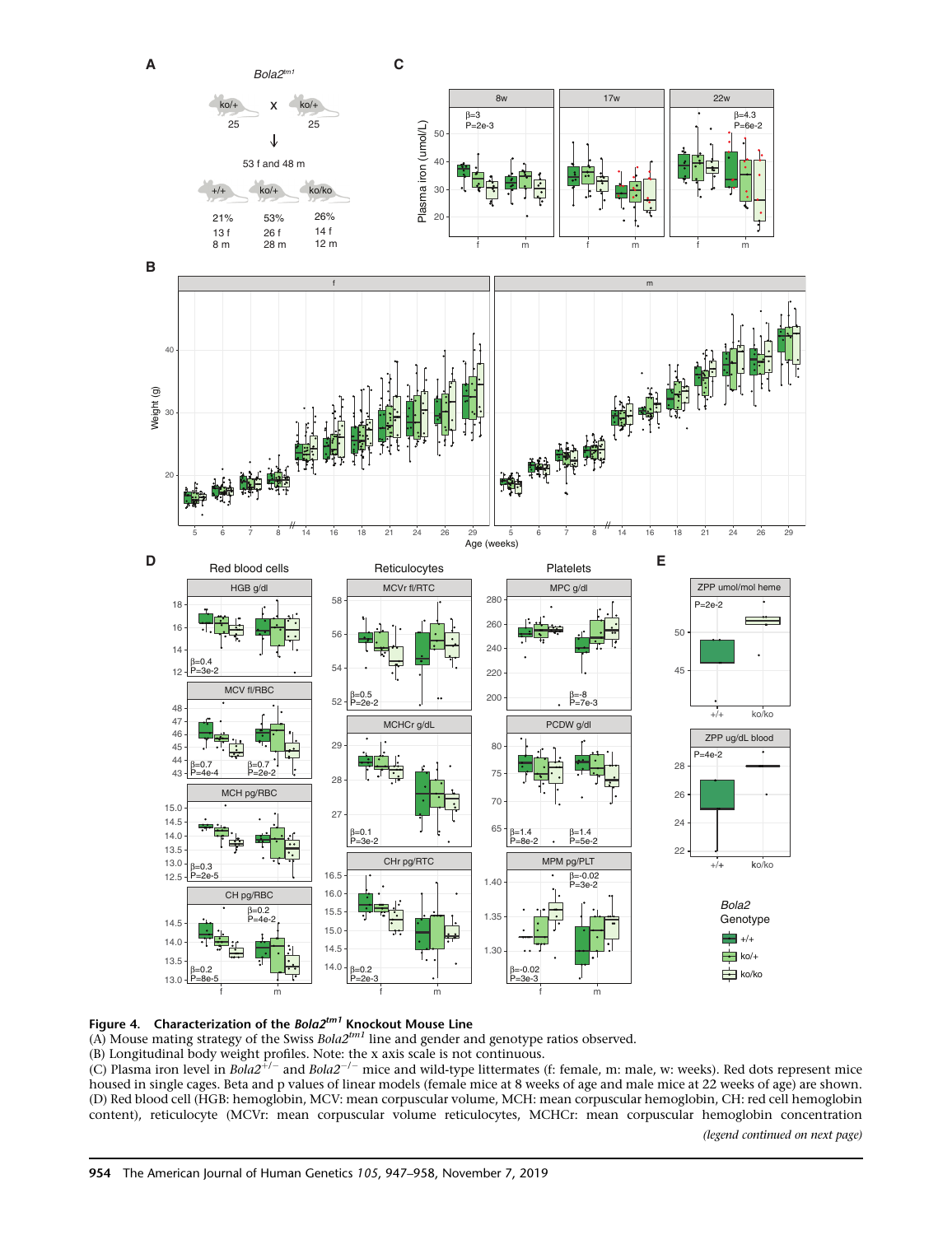**Figure 4. Characterization of the *Bola2*$^{tm1}$ Knockout Mouse Line**

(A) Mouse mating strategy of the Swiss *Bola2*$^{tm1}$ line and gender and genotype ratios observed.

(B) Longitudinal body weight profiles. Note: the x axis scale is not continuous.

(C) Plasma iron level in *Bola2*$^{+/-}$ and *Bola2*$^{-/-}$ mice and wild-type littermates (f: female, m: male, w: weeks). Red dots represent mice housed in single cages. Beta and p values of linear models (female mice at 8 weeks of age and male mice at 22 weeks of age) are shown.

(D) Red blood cell (HGB: hemoglobin, MCV: mean corpuscular volume, MCH: mean corpuscular hemoglobin, CH: red cell hemoglobin content), reticulocyte (MCVr: mean corpuscular volume reticulocytes, MCHCr: mean corpuscular hemoglobin concentration

*(legend continued on next page)*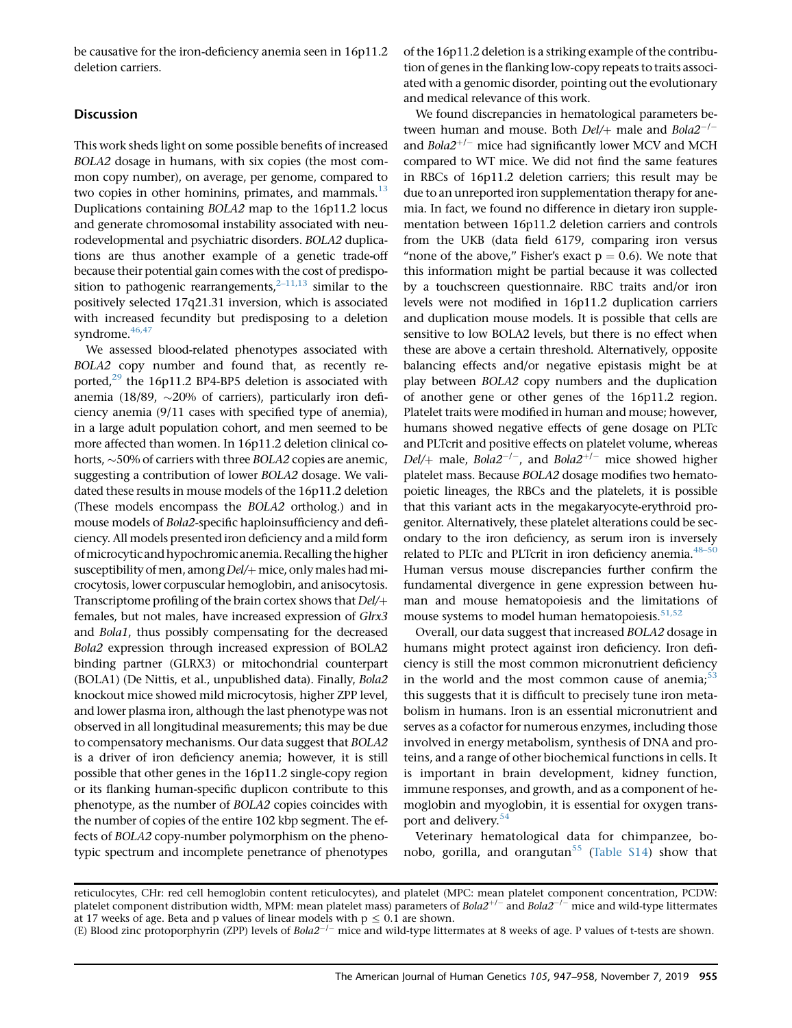be causative for the iron-deficiency anemia seen in 16p11.2 deletion carriers.

## Discussion

This work sheds light on some possible benefits of increased *BOLA2* dosage in humans, with six copies (the most common copy number), on average, per genome, compared to two copies in other hominins, primates, and mammals.[13] Duplications containing *BOLA2* map to the 16p11.2 locus and generate chromosomal instability associated with neurodevelopmental and psychiatric disorders. *BOLA2* duplications are thus another example of a genetic trade-off because their potential gain comes with the cost of predisposition to pathogenic rearrangements,[2–11,13] similar to the positively selected 17q21.31 inversion, which is associated with increased fecundity but predisposing to a deletion syndrome.[46,47]

We assessed blood-related phenotypes associated with *BOLA2* copy number and found that, as recently reported,[29] the 16p11.2 BP4-BP5 deletion is associated with anemia (18/89, ~20% of carriers), particularly iron deficiency anemia (9/11 cases with specified type of anemia), in a large adult population cohort, and men seemed to be more affected than women. In 16p11.2 deletion clinical cohorts, ~50% of carriers with three *BOLA2* copies are anemic, suggesting a contribution of lower *BOLA2* dosage. We validated these results in mouse models of the 16p11.2 deletion (These models encompass the *BOLA2* ortholog.) and in mouse models of *Bola2*-specific haploinsufficiency and deficiency. All models presented iron deficiency and a mild form of microcytic and hypochromic anemia. Recalling the higher susceptibility of men, among *Del/+* mice, only males had microcytosis, lower corpuscular hemoglobin, and anisocytosis. Transcriptome profiling of the brain cortex shows that *Del/+* females, but not males, have increased expression of *Glrx3* and *Bola1*, thus possibly compensating for the decreased *Bola2* expression through increased expression of BOLA2 binding partner (GLRX3) or mitochondrial counterpart (BOLA1) (De Nittis, et al., unpublished data). Finally, *Bola2* knockout mice showed mild microcytosis, higher ZPP level, and lower plasma iron, although the last phenotype was not observed in all longitudinal measurements; this may be due to compensatory mechanisms. Our data suggest that *BOLA2* is a driver of iron deficiency anemia; however, it is still possible that other genes in the 16p11.2 single-copy region or its flanking human-specific duplicon contribute to this phenotype, as the number of *BOLA2* copies coincides with the number of copies of the entire 102 kbp segment. The effects of *BOLA2* copy-number polymorphism on the phenotypic spectrum and incomplete penetrance of phenotypes of the 16p11.2 deletion is a striking example of the contribution of genes in the flanking low-copy repeats to traits associated with a genomic disorder, pointing out the evolutionary and medical relevance of this work.

We found discrepancies in hematological parameters between human and mouse. Both *Del/+* male and *Bola2*$^{-/-}$ and *Bola2*$^{+/-}$ mice had significantly lower MCV and MCH compared to WT mice. We did not find the same features in RBCs of 16p11.2 deletion carriers; this result may be due to an unreported iron supplementation therapy for anemia. In fact, we found no difference in dietary iron supplementation between 16p11.2 deletion carriers and controls from the UKB (data field 6179, comparing iron versus "none of the above," Fisher's exact $p = 0.6$). We note that this information might be partial because it was collected by a touchscreen questionnaire. RBC traits and/or iron levels were not modified in 16p11.2 duplication carriers and duplication mouse models. It is possible that cells are sensitive to low BOLA2 levels, but there is no effect when these are above a certain threshold. Alternatively, opposite balancing effects and/or negative epistasis might be at play between *BOLA2* copy numbers and the duplication of another gene or other genes of the 16p11.2 region. Platelet traits were modified in human and mouse; however, humans showed negative effects of gene dosage on PLTc and PLTcrit and positive effects on platelet volume, whereas *Del/+* male, *Bola2*$^{-/-}$, and *Bola2*$^{+/-}$ mice showed higher platelet mass. Because *BOLA2* dosage modifies two hematopoietic lineages, the RBCs and the platelets, it is possible that this variant acts in the megakaryocyte-erythroid progenitor. Alternatively, these platelet alterations could be secondary to the iron deficiency, as serum iron is inversely related to PLTc and PLTcrit in iron deficiency anemia.[48–50] Human versus mouse discrepancies further confirm the fundamental divergence in gene expression between human and mouse hematopoiesis and the limitations of mouse systems to model human hematopoiesis.[51,52]

Overall, our data suggest that increased *BOLA2* dosage in humans might protect against iron deficiency. Iron deficiency is still the most common micronutrient deficiency in the world and the most common cause of anemia;[53] this suggests that it is difficult to precisely tune iron metabolism in humans. Iron is an essential micronutrient and serves as a cofactor for numerous enzymes, including those involved in energy metabolism, synthesis of DNA and proteins, and a range of other biochemical functions in cells. It is important in brain development, kidney function, immune responses, and growth, and as a component of hemoglobin and myoglobin, it is essential for oxygen transport and delivery.[54]

Veterinary hematological data for chimpanzee, bonobo, gorilla, and orangutan[55] (Table S14) show that

reticulocytes, CHr: red cell hemoglobin content reticulocytes), and platelet (MPC: mean platelet component concentration, PCDW: platelet component distribution width, MPM: mean platelet mass) parameters of *Bola2*$^{+/-}$ and *Bola2*$^{-/-}$ mice and wild-type littermates at 17 weeks of age. Beta and p values of linear models with $p \leq 0.1$ are shown.
(E) Blood zinc protoporphyrin (ZPP) levels of *Bola2*$^{-/-}$ mice and wild-type littermates at 8 weeks of age. P values of t-tests are shown.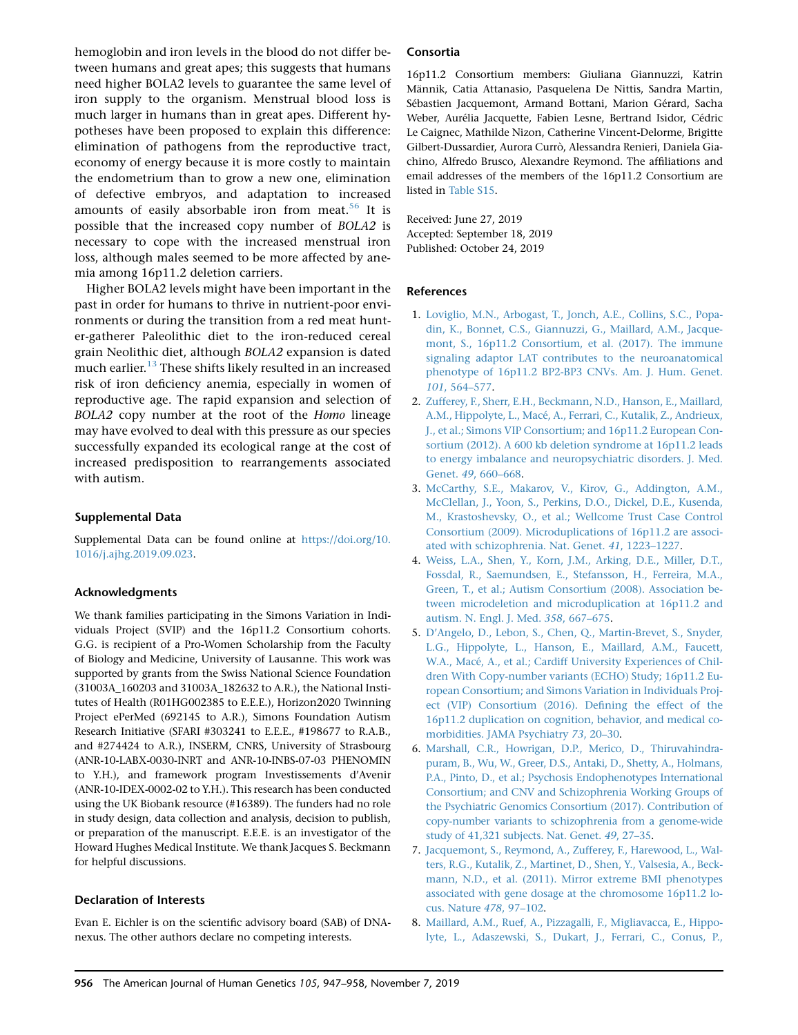hemoglobin and iron levels in the blood do not differ between humans and great apes; this suggests that humans need higher BOLA2 levels to guarantee the same level of iron supply to the organism. Menstrual blood loss is much larger in humans than in great apes. Different hypotheses have been proposed to explain this difference: elimination of pathogens from the reproductive tract, economy of energy because it is more costly to maintain the endometrium than to grow a new one, elimination of defective embryos, and adaptation to increased amounts of easily absorbable iron from meat.[56] It is possible that the increased copy number of *BOLA2* is necessary to cope with the increased menstrual iron loss, although males seemed to be more affected by anemia among 16p11.2 deletion carriers.

Higher BOLA2 levels might have been important in the past in order for humans to thrive in nutrient-poor environments or during the transition from a red meat hunter-gatherer Paleolithic diet to the iron-reduced cereal grain Neolithic diet, although *BOLA2* expansion is dated much earlier.[13] These shifts likely resulted in an increased risk of iron deficiency anemia, especially in women of reproductive age. The rapid expansion and selection of *BOLA2* copy number at the root of the *Homo* lineage may have evolved to deal with this pressure as our species successfully expanded its ecological range at the cost of increased predisposition to rearrangements associated with autism.

## Supplemental Data

Supplemental Data can be found online at https://doi.org/10.1016/j.ajhg.2019.09.023.

## Acknowledgments

We thank families participating in the Simons Variation in Individuals Project (SVIP) and the 16p11.2 Consortium cohorts. G.G. is recipient of a Pro-Women Scholarship from the Faculty of Biology and Medicine, University of Lausanne. This work was supported by grants from the Swiss National Science Foundation (31003A_160203 and 31003A_182632 to A.R.), the National Institutes of Health (R01HG002385 to E.E.E.), Horizon2020 Twinning Project ePerMed (692145 to A.R.), Simons Foundation Autism Research Initiative (SFARI #303241 to E.E.E., #198677 to R.A.B., and #274424 to A.R.), INSERM, CNRS, University of Strasbourg (ANR-10-LABX-0030-INRT and ANR-10-INBS-07-03 PHENOMIN to Y.H.), and framework program Investissements d'Avenir (ANR-10-IDEX-0002-02 to Y.H.). This research has been conducted using the UK Biobank resource (#16389). The funders had no role in study design, data collection and analysis, decision to publish, or preparation of the manuscript. E.E.E. is an investigator of the Howard Hughes Medical Institute. We thank Jacques S. Beckmann for helpful discussions.

## Declaration of Interests

Evan E. Eichler is on the scientific advisory board (SAB) of DNAnexus. The other authors declare no competing interests.

## Consortia

16p11.2 Consortium members: Giuliana Giannuzzi, Katrin Männik, Catia Attanasio, Pasquelena De Nittis, Sandra Martin, Sébastien Jacquemont, Armand Bottani, Marion Gérard, Sacha Weber, Aurélia Jacquette, Fabien Lesne, Bertrand Isidor, Cédric Le Caignec, Mathilde Nizon, Catherine Vincent-Delorme, Brigitte Gilbert-Dussardier, Aurora Currò, Alessandra Renieri, Daniela Giachino, Alfredo Brusco, Alexandre Reymond. The affiliations and email addresses of the members of the 16p11.2 Consortium are listed in Table S15.

Received: June 27, 2019
Accepted: September 18, 2019
Published: October 24, 2019

## References

1. Loviglio, M.N., Arbogast, T., Jonch, A.E., Collins, S.C., Popadin, K., Bonnet, C.S., Giannuzzi, G., Maillard, A.M., Jacquemont, S., 16p11.2 Consortium, et al. (2017). The immune signaling adaptor LAT contributes to the neuroanatomical phenotype of 16p11.2 BP2-BP3 CNVs. Am. J. Hum. Genet. *101*, 564–577.
2. Zufferey, F., Sherr, E.H., Beckmann, N.D., Hanson, E., Maillard, A.M., Hippolyte, L., Macé, A., Ferrari, C., Kutalik, Z., Andrieux, J., et al.; Simons VIP Consortium; and 16p11.2 European Consortium (2012). A 600 kb deletion syndrome at 16p11.2 leads to energy imbalance and neuropsychiatric disorders. J. Med. Genet. *49*, 660–668.
3. McCarthy, S.E., Makarov, V., Kirov, G., Addington, A.M., McClellan, J., Yoon, S., Perkins, D.O., Dickel, D.E., Kusenda, M., Krastoshevsky, O., et al.; Wellcome Trust Case Control Consortium (2009). Microduplications of 16p11.2 are associated with schizophrenia. Nat. Genet. *41*, 1223–1227.
4. Weiss, L.A., Shen, Y., Korn, J.M., Arking, D.E., Miller, D.T., Fossdal, R., Saemundsen, E., Stefansson, H., Ferreira, M.A., Green, T., et al.; Autism Consortium (2008). Association between microdeletion and microduplication at 16p11.2 and autism. N. Engl. J. Med. *358*, 667–675.
5. D'Angelo, D., Lebon, S., Chen, Q., Martin-Brevet, S., Snyder, L.G., Hippolyte, L., Hanson, E., Maillard, A.M., Faucett, W.A., Macé, A., et al.; Cardiff University Experiences of Children With Copy-number variants (ECHO) Study; 16p11.2 European Consortium; and Simons Variation in Individuals Project (VIP) Consortium (2016). Defining the effect of the 16p11.2 duplication on cognition, behavior, and medical comorbidities. JAMA Psychiatry *73*, 20–30.
6. Marshall, C.R., Howrigan, D.P., Merico, D., Thiruvahindrapuram, B., Wu, W., Greer, D.S., Antaki, D., Shetty, A., Holmans, P.A., Pinto, D., et al.; Psychosis Endophenotypes International Consortium; and CNV and Schizophrenia Working Groups of the Psychiatric Genomics Consortium (2017). Contribution of copy-number variants to schizophrenia from a genome-wide study of 41,321 subjects. Nat. Genet. *49*, 27–35.
7. Jacquemont, S., Reymond, A., Zufferey, F., Harewood, L., Walters, R.G., Kutalik, Z., Martinet, D., Shen, Y., Valsesia, A., Beckmann, N.D., et al. (2011). Mirror extreme BMI phenotypes associated with gene dosage at the chromosome 16p11.2 locus. Nature *478*, 97–102.
8. Maillard, A.M., Ruef, A., Pizzagalli, F., Migliavacca, E., Hippolyte, L., Adaszewski, S., Dukart, J., Ferrari, C., Conus, P.,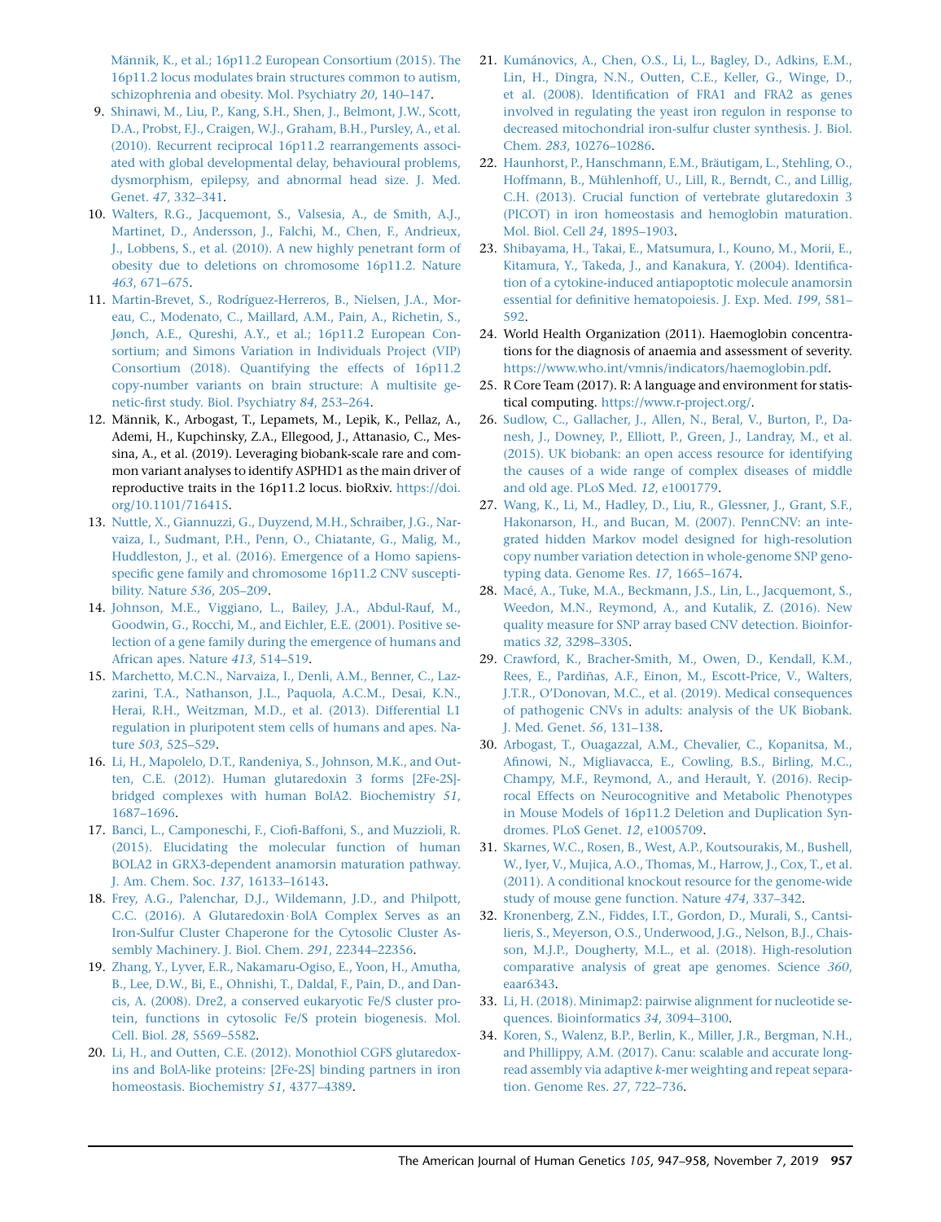Männik, K., et al.; 16p11.2 European Consortium (2015). The 16p11.2 locus modulates brain structures common to autism, schizophrenia and obesity. Mol. Psychiatry *20*, 140–147.

9. Shinawi, M., Liu, P., Kang, S.H., Shen, J., Belmont, J.W., Scott, D.A., Probst, F.J., Craigen, W.J., Graham, B.H., Pursley, A., et al. (2010). Recurrent reciprocal 16p11.2 rearrangements associated with global developmental delay, behavioural problems, dysmorphism, epilepsy, and abnormal head size. J. Med. Genet. *47*, 332–341.
10. Walters, R.G., Jacquemont, S., Valsesia, A., de Smith, A.J., Martinet, D., Andersson, J., Falchi, M., Chen, F., Andrieux, J., Lobbens, S., et al. (2010). A new highly penetrant form of obesity due to deletions on chromosome 16p11.2. Nature *463*, 671–675.
11. Martin-Brevet, S., Rodríguez-Herreros, B., Nielsen, J.A., Moreau, C., Modenato, C., Maillard, A.M., Pain, A., Richetin, S., Jønch, A.E., Qureshi, A.Y., et al.; 16p11.2 European Consortium; and Simons Variation in Individuals Project (VIP) Consortium (2018). Quantifying the effects of 16p11.2 copy-number variants on brain structure: A multisite genetic-first study. Biol. Psychiatry *84*, 253–264.
12. Männik, K., Arbogast, T., Lepamets, M., Lepik, K., Pellaz, A., Ademi, H., Kupchinsky, Z.A., Ellegood, J., Attanasio, C., Messina, A., et al. (2019). Leveraging biobank-scale rare and common variant analyses to identify ASPHD1 as the main driver of reproductive traits in the 16p11.2 locus. bioRxiv. https://doi.org/10.1101/716415.
13. Nuttle, X., Giannuzzi, G., Duyzend, M.H., Schraiber, J.G., Narvaiza, I., Sudmant, P.H., Penn, O., Chiatante, G., Malig, M., Huddleston, J., et al. (2016). Emergence of a Homo sapiens-specific gene family and chromosome 16p11.2 CNV susceptibility. Nature *536*, 205–209.
14. Johnson, M.E., Viggiano, L., Bailey, J.A., Abdul-Rauf, M., Goodwin, G., Rocchi, M., and Eichler, E.E. (2001). Positive selection of a gene family during the emergence of humans and African apes. Nature *413*, 514–519.
15. Marchetto, M.C.N., Narvaiza, I., Denli, A.M., Benner, C., Lazzarini, T.A., Nathanson, J.L., Paquola, A.C.M., Desai, K.N., Herai, R.H., Weitzman, M.D., et al. (2013). Differential L1 regulation in pluripotent stem cells of humans and apes. Nature *503*, 525–529.
16. Li, H., Mapolelo, D.T., Randeniya, S., Johnson, M.K., and Outten, C.E. (2012). Human glutaredoxin 3 forms [2Fe-2S]-bridged complexes with human BolA2. Biochemistry *51*, 1687–1696.
17. Banci, L., Camponeschi, F., Ciofi-Baffoni, S., and Muzzioli, R. (2015). Elucidating the molecular function of human BOLA2 in GRX3-dependent anamorsin maturation pathway. J. Am. Chem. Soc. *137*, 16133–16143.
18. Frey, A.G., Palenchar, D.J., Wildemann, J.D., and Philpott, C.C. (2016). A Glutaredoxin·BolA Complex Serves as an Iron-Sulfur Cluster Chaperone for the Cytosolic Cluster Assembly Machinery. J. Biol. Chem. *291*, 22344–22356.
19. Zhang, Y., Lyver, E.R., Nakamaru-Ogiso, E., Yoon, H., Amutha, B., Lee, D.W., Bi, E., Ohnishi, T., Daldal, F., Pain, D., and Dancis, A. (2008). Dre2, a conserved eukaryotic Fe/S cluster protein, functions in cytosolic Fe/S protein biogenesis. Mol. Cell. Biol. *28*, 5569–5582.
20. Li, H., and Outten, C.E. (2012). Monothiol CGFS glutaredoxins and BolA-like proteins: [2Fe-2S] binding partners in iron homeostasis. Biochemistry *51*, 4377–4389.
21. Kumánovics, A., Chen, O.S., Li, L., Bagley, D., Adkins, E.M., Lin, H., Dingra, N.N., Outten, C.E., Keller, G., Winge, D., et al. (2008). Identification of FRA1 and FRA2 as genes involved in regulating the yeast iron regulon in response to decreased mitochondrial iron-sulfur cluster synthesis. J. Biol. Chem. *283*, 10276–10286.
22. Haunhorst, P., Hanschmann, E.M., Bräutigam, L., Stehling, O., Hoffmann, B., Mühlenhoff, U., Lill, R., Berndt, C., and Lillig, C.H. (2013). Crucial function of vertebrate glutaredoxin 3 (PICOT) in iron homeostasis and hemoglobin maturation. Mol. Biol. Cell *24*, 1895–1903.
23. Shibayama, H., Takai, E., Matsumura, I., Kouno, M., Morii, E., Kitamura, Y., Takeda, J., and Kanakura, Y. (2004). Identification of a cytokine-induced antiapoptotic molecule anamorsin essential for definitive hematopoiesis. J. Exp. Med. *199*, 581–592.
24. World Health Organization (2011). Haemoglobin concentrations for the diagnosis of anaemia and assessment of severity. https://www.who.int/vmnis/indicators/haemoglobin.pdf.
25. R Core Team (2017). R: A language and environment for statistical computing. https://www.r-project.org/.
26. Sudlow, C., Gallacher, J., Allen, N., Beral, V., Burton, P., Danesh, J., Downey, P., Elliott, P., Green, J., Landray, M., et al. (2015). UK biobank: an open access resource for identifying the causes of a wide range of complex diseases of middle and old age. PLoS Med. *12*, e1001779.
27. Wang, K., Li, M., Hadley, D., Liu, R., Glessner, J., Grant, S.F., Hakonarson, H., and Bucan, M. (2007). PennCNV: an integrated hidden Markov model designed for high-resolution copy number variation detection in whole-genome SNP genotyping data. Genome Res. *17*, 1665–1674.
28. Macé, A., Tuke, M.A., Beckmann, J.S., Lin, L., Jacquemont, S., Weedon, M.N., Reymond, A., and Kutalik, Z. (2016). New quality measure for SNP array based CNV detection. Bioinformatics *32*, 3298–3305.
29. Crawford, K., Bracher-Smith, M., Owen, D., Kendall, K.M., Rees, E., Pardiñas, A.F., Einon, M., Escott-Price, V., Walters, J.T.R., O'Donovan, M.C., et al. (2019). Medical consequences of pathogenic CNVs in adults: analysis of the UK Biobank. J. Med. Genet. *56*, 131–138.
30. Arbogast, T., Ouagazzal, A.M., Chevalier, C., Kopanitsa, M., Afinowi, N., Migliavacca, E., Cowling, B.S., Birling, M.C., Champy, M.F., Reymond, A., and Herault, Y. (2016). Reciprocal Effects on Neurocognitive and Metabolic Phenotypes in Mouse Models of 16p11.2 Deletion and Duplication Syndromes. PLoS Genet. *12*, e1005709.
31. Skarnes, W.C., Rosen, B., West, A.P., Koutsourakis, M., Bushell, W., Iyer, V., Mujica, A.O., Thomas, M., Harrow, J., Cox, T., et al. (2011). A conditional knockout resource for the genome-wide study of mouse gene function. Nature *474*, 337–342.
32. Kronenberg, Z.N., Fiddes, I.T., Gordon, D., Murali, S., Cantsilieris, S., Meyerson, O.S., Underwood, J.G., Nelson, B.J., Chaisson, M.J.P., Dougherty, M.L., et al. (2018). High-resolution comparative analysis of great ape genomes. Science *360*, eaar6343.
33. Li, H. (2018). Minimap2: pairwise alignment for nucleotide sequences. Bioinformatics *34*, 3094–3100.
34. Koren, S., Walenz, B.P., Berlin, K., Miller, J.R., Bergman, N.H., and Phillippy, A.M. (2017). Canu: scalable and accurate long-read assembly via adaptive *k*-mer weighting and repeat separation. Genome Res. *27*, 722–736.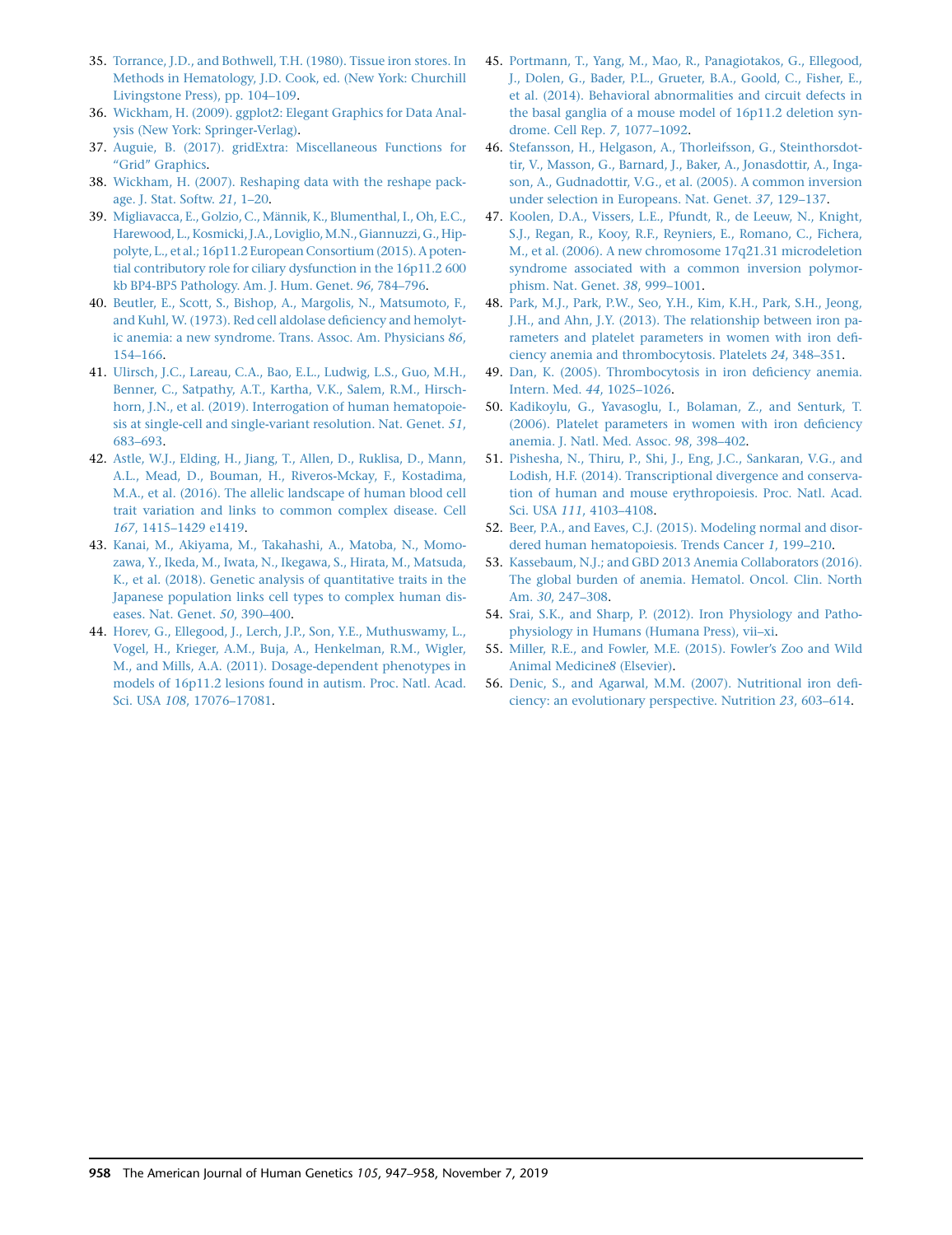35. Torrance, J.D., and Bothwell, T.H. (1980). Tissue iron stores. In Methods in Hematology, J.D. Cook, ed. (New York: Churchill Livingstone Press), pp. 104–109.
36. Wickham, H. (2009). ggplot2: Elegant Graphics for Data Analysis (New York: Springer-Verlag).
37. Auguie, B. (2017). gridExtra: Miscellaneous Functions for "Grid" Graphics.
38. Wickham, H. (2007). Reshaping data with the reshape package. J. Stat. Softw. *21*, 1–20.
39. Migliavacca, E., Golzio, C., Männik, K., Blumenthal, I., Oh, E.C., Harewood, L., Kosmicki, J.A., Loviglio, M.N., Giannuzzi, G., Hippolyte, L., et al.; 16p11.2 European Consortium (2015). A potential contributory role for ciliary dysfunction in the 16p11.2 600 kb BP4-BP5 Pathology. Am. J. Hum. Genet. *96*, 784–796.
40. Beutler, E., Scott, S., Bishop, A., Margolis, N., Matsumoto, F., and Kuhl, W. (1973). Red cell aldolase deficiency and hemolytic anemia: a new syndrome. Trans. Assoc. Am. Physicians *86*, 154–166.
41. Ulirsch, J.C., Lareau, C.A., Bao, E.L., Ludwig, L.S., Guo, M.H., Benner, C., Satpathy, A.T., Kartha, V.K., Salem, R.M., Hirschhorn, J.N., et al. (2019). Interrogation of human hematopoiesis at single-cell and single-variant resolution. Nat. Genet. *51*, 683–693.
42. Astle, W.J., Elding, H., Jiang, T., Allen, D., Ruklisa, D., Mann, A.L., Mead, D., Bouman, H., Riveros-Mckay, F., Kostadima, M.A., et al. (2016). The allelic landscape of human blood cell trait variation and links to common complex disease. Cell *167*, 1415–1429 e1419.
43. Kanai, M., Akiyama, M., Takahashi, A., Matoba, N., Momozawa, Y., Ikeda, M., Iwata, N., Ikegawa, S., Hirata, M., Matsuda, K., et al. (2018). Genetic analysis of quantitative traits in the Japanese population links cell types to complex human diseases. Nat. Genet. *50*, 390–400.
44. Horev, G., Ellegood, J., Lerch, J.P., Son, Y.E., Muthuswamy, L., Vogel, H., Krieger, A.M., Buja, A., Henkelman, R.M., Wigler, M., and Mills, A.A. (2011). Dosage-dependent phenotypes in models of 16p11.2 lesions found in autism. Proc. Natl. Acad. Sci. USA *108*, 17076–17081.
45. Portmann, T., Yang, M., Mao, R., Panagiotakos, G., Ellegood, J., Dolen, G., Bader, P.L., Grueter, B.A., Goold, C., Fisher, E., et al. (2014). Behavioral abnormalities and circuit defects in the basal ganglia of a mouse model of 16p11.2 deletion syndrome. Cell Rep. *7*, 1077–1092.
46. Stefansson, H., Helgason, A., Thorleifsson, G., Steinthorsdottir, V., Masson, G., Barnard, J., Baker, A., Jonasdottir, A., Ingason, A., Gudnadottir, V.G., et al. (2005). A common inversion under selection in Europeans. Nat. Genet. *37*, 129–137.
47. Koolen, D.A., Vissers, L.E., Pfundt, R., de Leeuw, N., Knight, S.J., Regan, R., Kooy, R.F., Reyniers, E., Romano, C., Fichera, M., et al. (2006). A new chromosome 17q21.31 microdeletion syndrome associated with a common inversion polymorphism. Nat. Genet. *38*, 999–1001.
48. Park, M.J., Park, P.W., Seo, Y.H., Kim, K.H., Park, S.H., Jeong, J.H., and Ahn, J.Y. (2013). The relationship between iron parameters and platelet parameters in women with iron deficiency anemia and thrombocytosis. Platelets *24*, 348–351.
49. Dan, K. (2005). Thrombocytosis in iron deficiency anemia. Intern. Med. *44*, 1025–1026.
50. Kadikoylu, G., Yavasoglu, I., Bolaman, Z., and Senturk, T. (2006). Platelet parameters in women with iron deficiency anemia. J. Natl. Med. Assoc. *98*, 398–402.
51. Pishesha, N., Thiru, P., Shi, J., Eng, J.C., Sankaran, V.G., and Lodish, H.F. (2014). Transcriptional divergence and conservation of human and mouse erythropoiesis. Proc. Natl. Acad. Sci. USA *111*, 4103–4108.
52. Beer, P.A., and Eaves, C.J. (2015). Modeling normal and disordered human hematopoiesis. Trends Cancer *1*, 199–210.
53. Kassebaum, N.J.; and GBD 2013 Anemia Collaborators (2016). The global burden of anemia. Hematol. Oncol. Clin. North Am. *30*, 247–308.
54. Srai, S.K., and Sharp, P. (2012). Iron Physiology and Pathophysiology in Humans (Humana Press), vii–xi.
55. Miller, R.E., and Fowler, M.E. (2015). Fowler's Zoo and Wild Animal Medicine*8* (Elsevier).
56. Denic, S., and Agarwal, M.M. (2007). Nutritional iron deficiency: an evolutionary perspective. Nutrition *23*, 603–614.